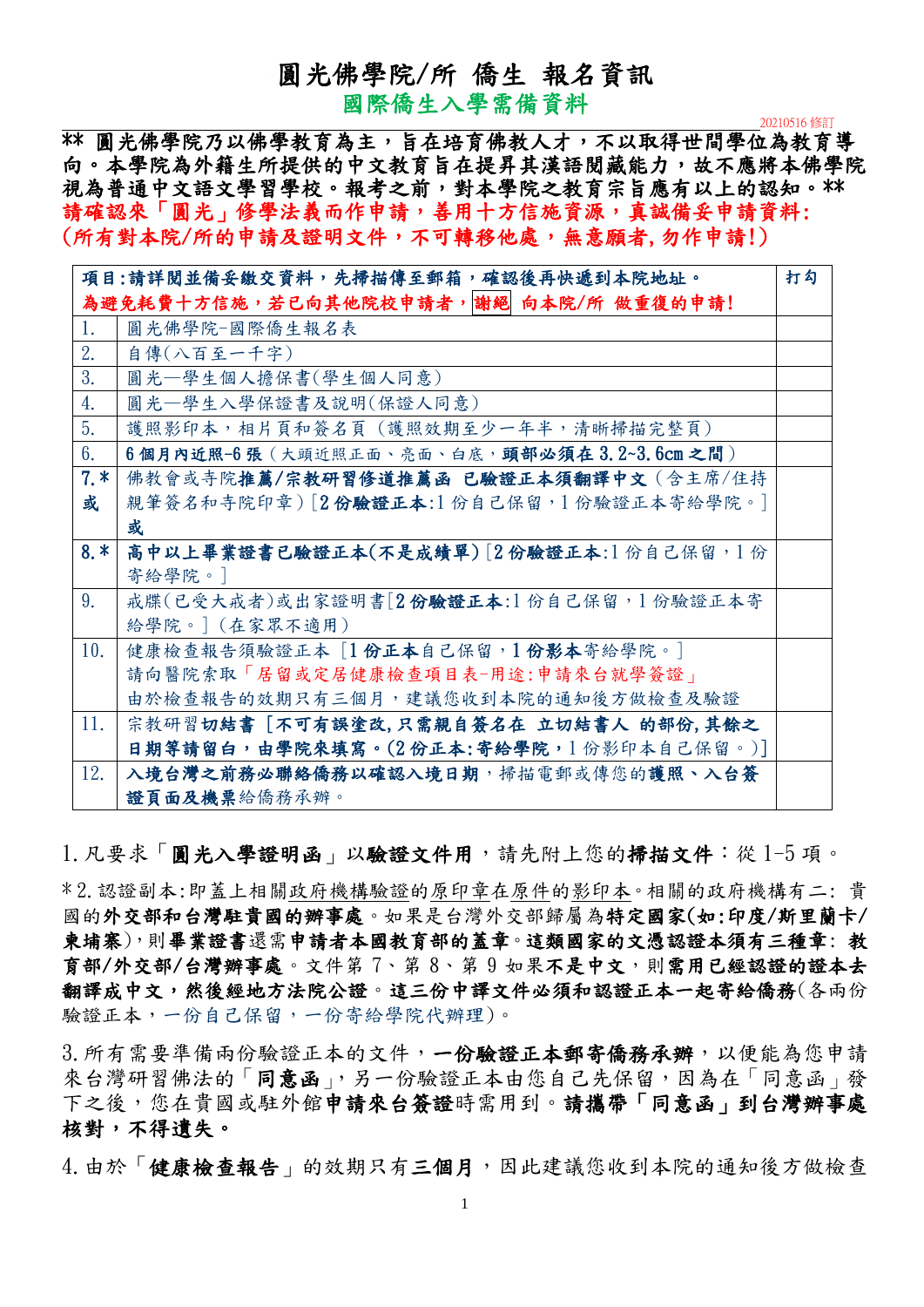# 圓光佛學院/所 僑生 報名資訊

## 國際僑生入學需備資料

20210516 修訂

**\*\* 圓光佛學院乃以佛學教育為主，旨在培育佛教人才，不以取得世間學位為教育導向。本學院為外籍生所提供的中文教育旨在提昇其漢語閱藏能力，故不應將本佛學院視為普通中文語文學習學校。報考之前，對本學院之教育宗旨應有以上的認知。\*\***

**請確認來「圓光」修學法義而作申請，善用十方信施資源，真誠備妥申請資料：（所有對本院/所的申請及證明文件，不可轉移他處，無意願者，勿作申請!）**

| **項目:請詳閱並備妥繳交資料，先掃描傳至郵箱，確認後再快遞到本院地址。**<br>**為避免耗費十方信施，若已向其他院校申請者，謝絕 向本院/所 做重復的申請!** | | 打勾 |
|---|---|---|
| 1. | 圓光佛學院-國際僑生報名表 | |
| 2. | 自傳(八百至一千字) | |
| 3. | 圓光—學生個人擔保書(學生個人同意) | |
| 4. | 圓光—學生入學保證書及說明(保證人同意) | |
| 5. | 護照影印本，相片頁和簽名頁（護照效期至少一年半，清晰掃描完整頁） | |
| 6. | **6個月內近照-6張**（大頭近照正面、亮面、白底，**頭部必須在3.2~3.6cm之間**） | |
| **7.\*<br>或** | 佛教會或寺院**推薦/宗教研習修道推薦函 已驗證正本須翻譯中文**（含主席/住持親筆簽名和寺院印章）[**2份驗證正本**:1份自己保留，1份驗證正本寄給學院。]<br>**或** | |
| **8.\*** | **高中以上畢業證書已驗證正本(不是成績單)**[**2份驗證正本**:1份自己保留，1份寄給學院。] | |
| 9. | 戒牒(已受大戒者)或出家證明書[**2份驗證正本**:1份自己保留，1份驗證正本寄給學院。]（在家眾不適用） | |
| 10. | 健康檢查報告須驗證正本 [**1份正本**自己保留，**1份影本**寄給學院。]<br>請向醫院索取「居留或定居健康檢查項目表-用途:申請來台就學簽證」<br>由於檢查報告的效期只有三個月，建議您收到本院的通知後方做檢查及驗證 | |
| 11. | 宗教研習**切結書** [**不可有誤塗改,只需親自簽名在 立切結書人 的部份,其餘之日期等請留白，由學院來填寫。(2份正本:寄給學院**，1份影印本自己保留。)] | |
| 12. | **入境台灣之前務必聯絡僑務以確認入境日期**，掃描電郵或傳您的**護照、入台簽證頁面及機票**給僑務承辦。 | |

1. 凡要求「**圓光入學證明函**」以**驗證文件用**，請先附上您的**掃描文件**：從1-5項。

\*2. 認證副本:即蓋上相關政府機構驗證的原印章在原件的影印本。相關的政府機構有二：貴國的**外交部和台灣駐貴國的辦事處**。如果是台灣外交部歸屬為**特定國家(如:印度/斯里蘭卡/柬埔寨)**，則**畢業證書**還需**申請者本國教育部的蓋章。這類國家的文憑認證本須有三種章：教育部/外交部/台灣辦事處**。文件第7、第8、第9如果**不是中文**，則**需用已經認證的證本去翻譯成中文，然後經地方法院公證。這三份中譯文件必須和認證正本一起寄給僑務**(各兩份驗證正本，一份自己保留，一份寄給學院代辦理)。

3. 所有需要準備兩份驗證正本的文件，**一份驗證正本郵寄僑務承辦**，以便能為您申請來台灣研習佛法的「**同意函**」，另一份驗證正本由您自己先保留，因為在「同意函」發下之後，您在貴國或駐外館**申請來台簽證**時需用到。**請攜帶「同意函」到台灣辦事處核對，不得遺失。**

4. 由於「**健康檢查報告**」的效期只有**三個月**，因此建議您收到本院的通知後方做檢查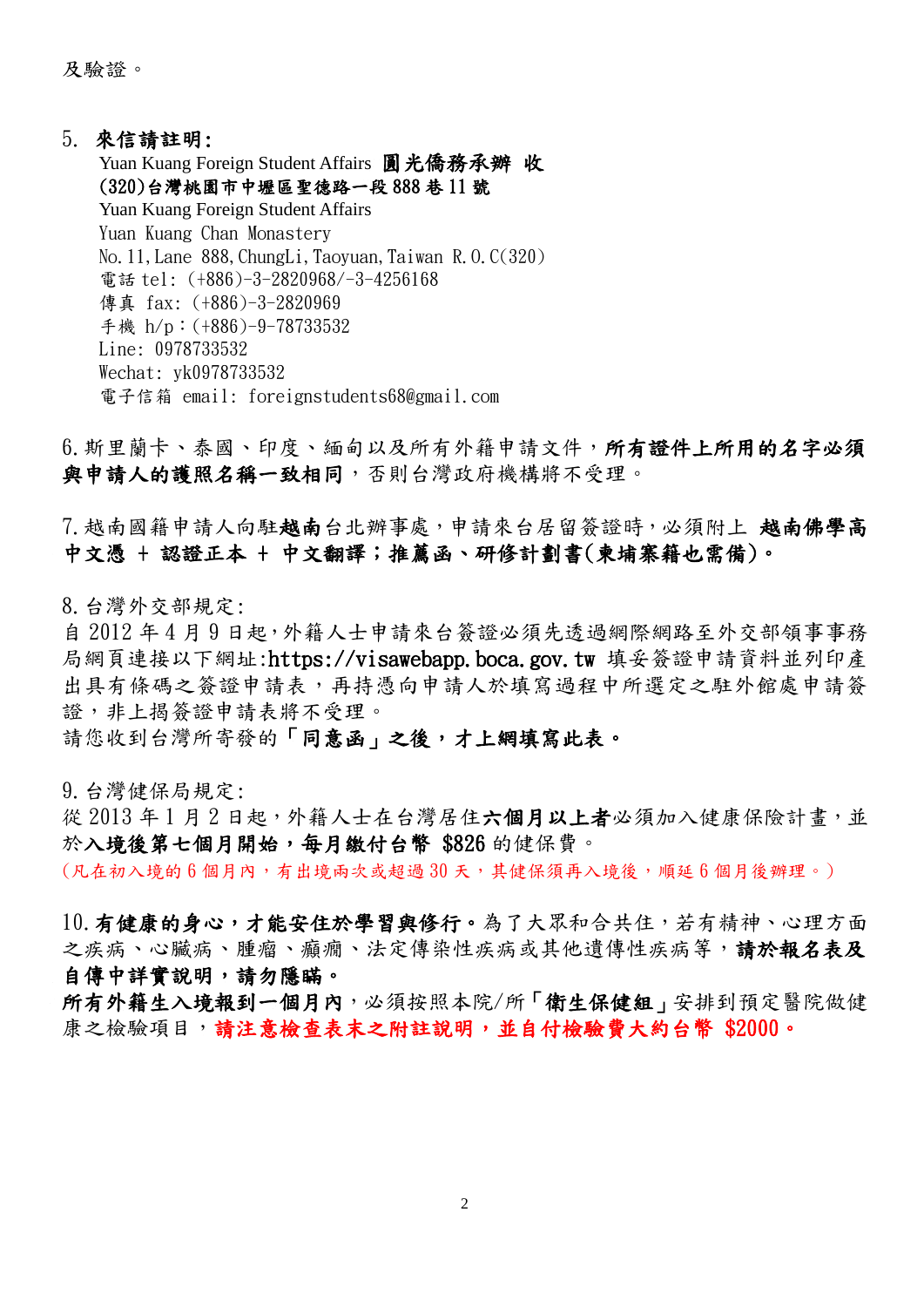及驗證。

5. **來信請註明:**

Yuan Kuang Foreign Student Affairs **圓光僑務承辦 收**
**(320)台灣桃園市中壢區聖德路一段 888 巷 11 號**
Yuan Kuang Foreign Student Affairs
Yuan Kuang Chan Monastery
No.11, Lane 888, ChungLi, Taoyuan, Taiwan R.O.C(320)
電話 tel: (+886)-3-2820968/-3-4256168
傳真 fax: (+886)-3-2820969
手機 h/p：(+886)-9-78733532
Line: 0978733532
Wechat: yk0978733532
電子信箱 email: foreignstudents68@gmail.com

6. 斯里蘭卡、泰國、印度、緬甸以及所有外籍申請文件，**所有證件上所用的名字必須與申請人的護照名稱一致相同**，否則台灣政府機構將不受理。

7. 越南國籍申請人向駐**越南**台北辦事處，申請來台居留簽證時，必須附上 **越南佛學高中文憑 + 認證正本 + 中文翻譯；推薦函、研修計劃書(柬埔寨籍也需備)。**

8. 台灣外交部規定:
自 2012 年 4 月 9 日起，外籍人士申請來台簽證必須先透過網際網路至外交部領事事務局網頁連接以下網址:https://visawebapp.boca.gov.tw 填妥簽證申請資料並列印產出具有條碼之簽證申請表，再持憑向申請人於填寫過程中所選定之駐外館處申請簽證，非上揭簽證申請表將不受理。
請您收到台灣所寄發的**「同意函」之後，才上網填寫此表。**

9. 台灣健保局規定:
從 2013 年 1 月 2 日起，外籍人士在台灣居住**六個月以上者**必須加入健康保險計畫，並於**入境後第七個月開始，每月繳付台幣 $826** 的健保費。
(凡在初入境的 6 個月內，有出境兩次或超過 30 天，其健保須再入境後，順延 6 個月後辦理。)

10. **有健康的身心，才能安住於學習與修行。**為了大眾和合共住，若有精神、心理方面之疾病、心臟病、腫瘤、癲癇、法定傳染性疾病或其他遺傳性疾病等，**請於報名表及自傳中詳實說明，請勿隱瞞。**
**所有外籍生入境報到一個月內**，必須按照本院/所**「衛生保健組」**安排到預定醫院做健康之檢驗項目，**請注意檢查表末之附註說明，並自付檢驗費大約台幣 $2000。**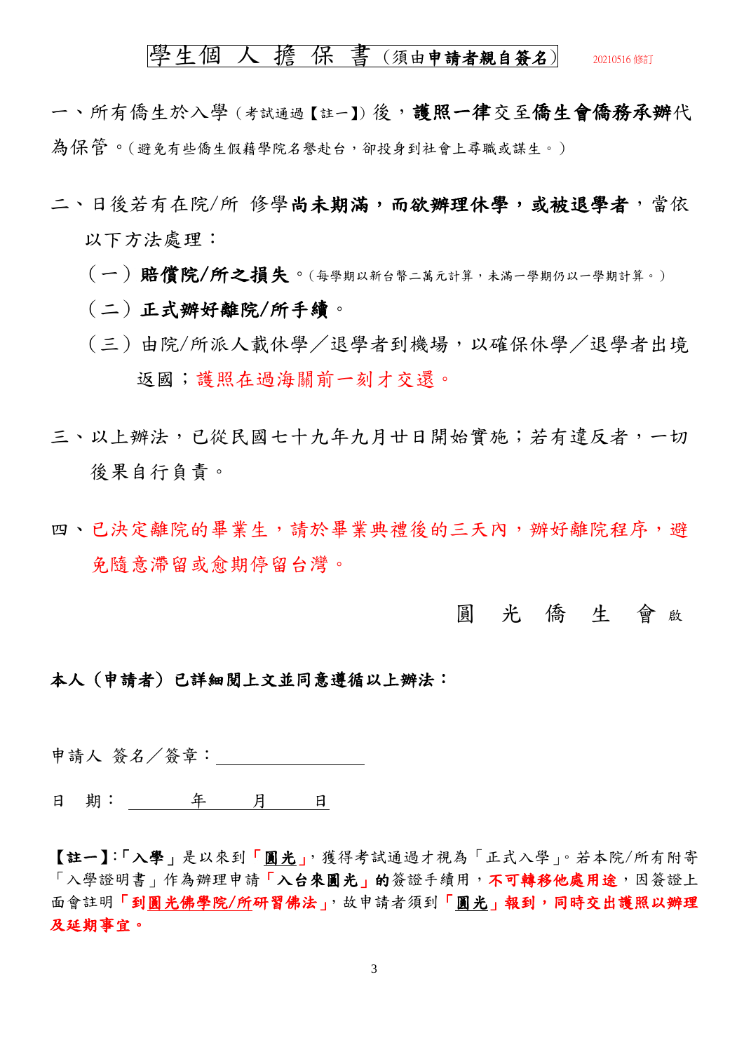# 學生個 人 擔 保 書（須由**申請者親自簽名**）

20210516 修訂

一、所有僑生於入學（考試通過【註一】）後，**護照一律**交至**僑生會僑務承辦**代為保管。（避免有些僑生假藉學院名譽赴台，卻投身到社會上尋職或謀生。）

二、日後若有在院/所 修學**尚未期滿，而欲辦理休學，或被退學者**，當依以下方法處理：

（一）**賠償院/所之損失**。（每學期以新台幣二萬元計算，未滿一學期仍以一學期計算。）

（二）**正式辦好離院/所手續**。

（三）由院/所派人載休學／退學者到機場，以確保休學／退學者出境返國；護照在過海關前一刻才交還。

三、以上辦法，已從民國七十九年九月廿日開始實施；若有違反者，一切後果自行負責。

四、已決定離院的畢業生，請於畢業典禮後的三天內，辦好離院程序，避免隨意滯留或愈期停留台灣。

圓 光 僑 生 會 啟

**本人（申請者）已詳細閱上文並同意遵循以上辦法：**

申請人 簽名／簽章：________________

日 期： ______年______月______日

**【註一】**:「**入學**」是以來到「**圓光**」，獲得考試通過才視為「正式入學」。若本院/所有附寄「入學證明書」作為辦理申請「**入台來圓光**」**的**簽證手續用，**不可轉移他處用途**，因簽證上面會註明「**到圓光佛學院/所研習佛法**」，故申請者須到「**圓光**」**報到，同時交出護照以辦理及延期事宜。**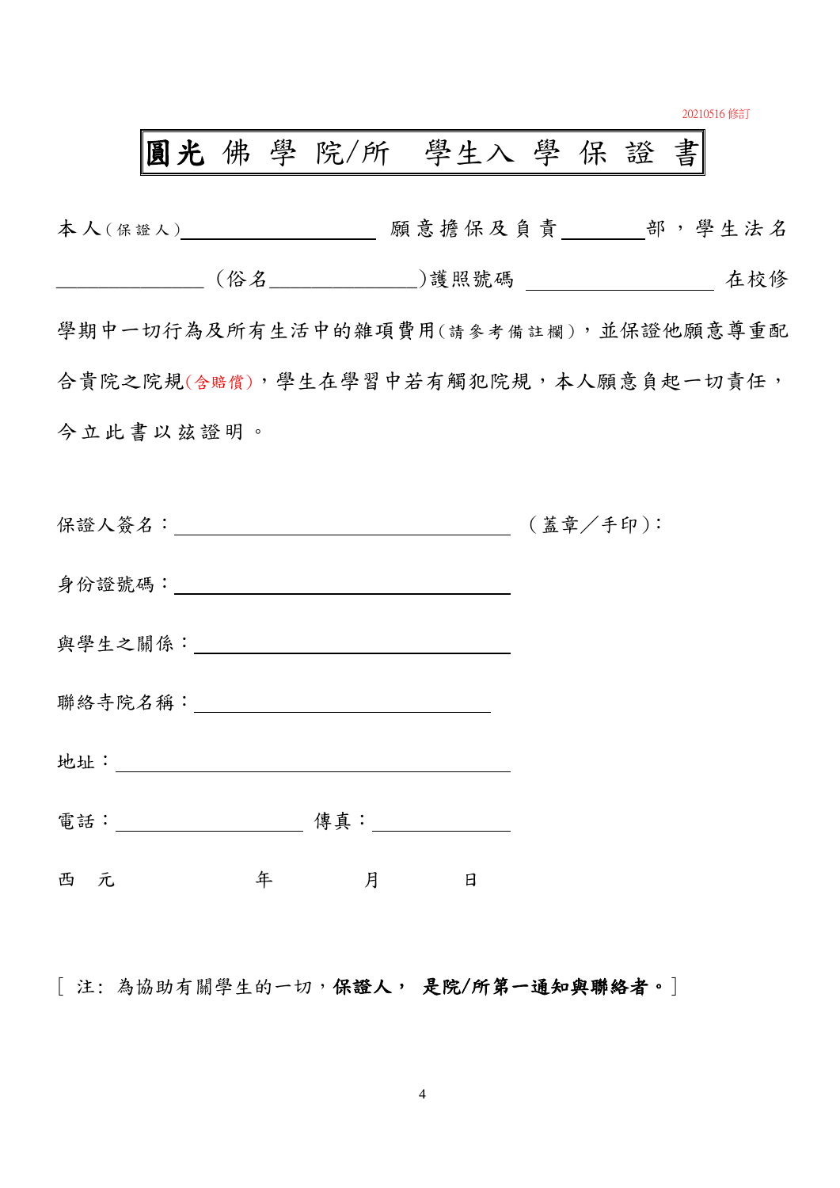20210516 修訂

# 圓光佛學院/所　學生入學保證書

本人(保證人)____________________願意擔保及負責________部，學生法名_______________(俗名_______________)護照號碼 ___________________ 在校修學期中一切行為及所有生活中的雜項費用(請參考備註欄)，並保證他願意尊重配合貴院之院規(含賠償)，學生在學習中若有觸犯院規，本人願意負起一切責任，今立此書以茲證明。

保證人簽名：__________________________________（蓋章／手印)：

身份證號碼：__________________________________

與學生之關係：________________________________

聯絡寺院名稱：______________________________

地址：______________________________________

電話：___________________ 傳真：______________

西　元　　　　　　年　　　　　月　　　　　日

[ 注：為協助有關學生的一切，**保證人， 是院/所第一通知與聯絡者。**]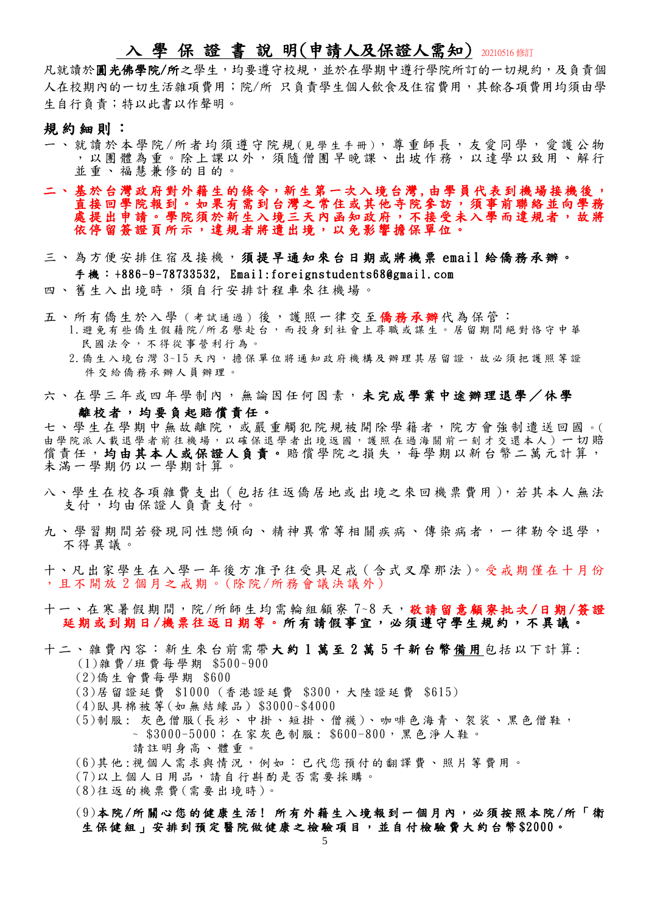# 入學保證書說明(申請人及保證人需知) 20210516 修訂

凡就讀於**圓光佛學院/所**之學生，均要遵守校規，並於在學期中遵行學院所訂的一切規約，及負責個人在校期內的一切生活雜項費用；院/所 只負責學生個人飲食及住宿費用，其餘各項費用均須由學生自行負責；特以此書以作聲明。

## 規約細則：

一、就讀於本學院/所者均須遵守院規(見學生手冊)，尊重師長，友愛同學，愛護公物，以團體為重。除上課以外，須隨僧團早晚課、出坡作務，以達學以致用、解行並重、福慧兼修的目的。

**二、基於台灣政府對外籍生的條令，新生第一次入境台灣，由學員代表到機場接機後，直接回學院報到。如果有需到台灣之常住或其他寺院參訪，須事前聯絡並向學務處提出申請。學院須於新生入境三天內函知政府，不接受未入學而違規者，故將依停留簽證頁所示，違規者將遭出境，以免影響擔保單位。**

三、為方便安排住宿及接機，**須提早通知來台日期或將機票 email 給僑務承辦。**
**手機：+886-9-78733532, Email:foreignstudents68@gmail.com**

四、舊生入出境時，須自行安排計程車來往機場。

五、所有僑生於入學（考試通過）後，護照一律交至**僑務承辦**代為保管：
1. 避免有些僑生假藉院/所名譽赴台，而投身到社會上尋職或謀生。居留期間絕對恪守中華民國法令，不得從事營利行為。
2. 僑生入境台灣 3~15 天內，擔保單位將通知政府機構及辦理其居留證，故必須把護照等證件交給僑務承辦人員辦理。

六、在學三年或四年學制內，無論因任何因素，**未完成學業中途辦理退學／休學離校者，均要負起賠償責任。**

七、學生在學期中無故離院，或嚴重觸犯院規被開除學籍者，院方會強制遣送回國。(由學院派人載退學者前往機場，以確保退學者出境返國，護照在過海關前一刻才交還本人）一切賠償責任，**均由其本人或保證人負責。**賠償學院之損失，每學期以新台幣二萬元計算，未滿一學期仍以一學期計算。

八、學生在校各項雜費支出（包括往返僑居地或出境之來回機票費用），若其本人無法支付，均由保證人負責支付。

九、學習期間若發現同性戀傾向、精神異常等相關疾病、傳染病者，一律勒令退學，不得異議。

十、凡出家學生在入學一年後方准予往受具足戒（含式叉摩那法）。受戒期僅在十月份，且不開放 2 個月之戒期。(除院/所務會議決議外)

十一、在寒暑假期間，院/所師生均需輪組願察 7~8 天，**敬請留意願察批次/日期/簽證延期或到期日/機票往返日期等。所有請假事宜，必須遵守學生規約，不異議。**

十二、雜費內容：新生來台前需帶**大約 1 萬至 2 萬 5 千新台幣備用**包括以下計算：
(1)雜費/班費每學期 $500~900
(2)僑生會費每學期 $600
(3)居留證延費 $1000（香港證延費 $300，大陸證延費 $615）
(4)臥具棉被等(如無結緣品) $3000~$4000
(5)制服：灰色僧服(長衫、中掛、短掛、僧襪)、咖啡色海青、袈裟、黑色僧鞋，~ $3000-5000；在家灰色制服：$600-800，黑色淨人鞋。
請註明身高、體重。
(6)其他:視個人需求與情況，例如：已代您預付的翻譯費、照片等費用。
(7)以上個人日用品，請自行斟酌是否需要採購。
(8)往返的機票費(需要出境時)。

(9)**本院/所關心您的健康生活！所有外籍生入境報到一個月內，必須按照本院/所「衛生保健組」安排到預定醫院做健康之檢驗項目，並自付檢驗費大約台幣$2000。**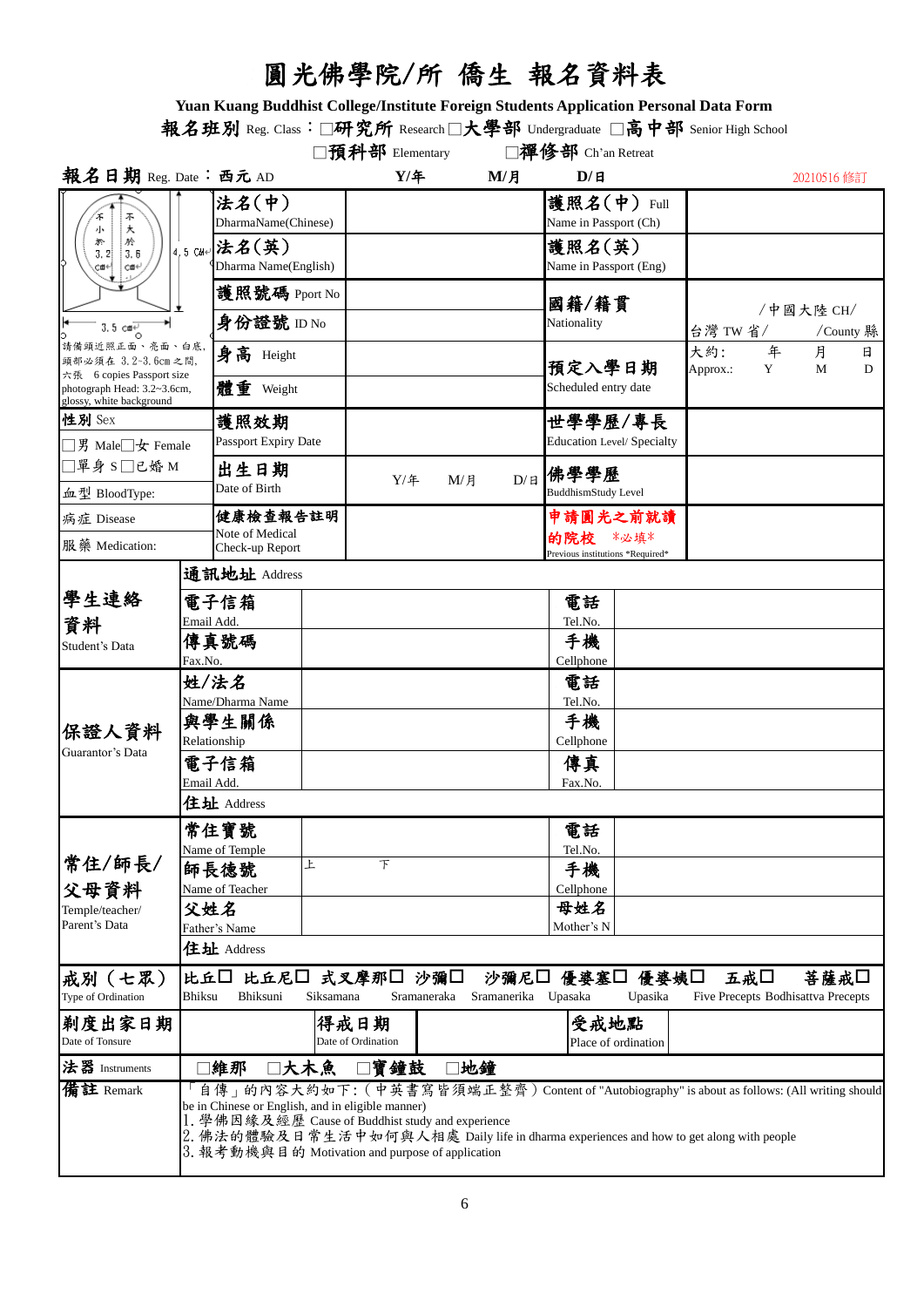# 圓光佛學院/所 僑生 報名資料表

**Yuan Kuang Buddhist College/Institute Foreign Students Application Personal Data Form**

**報名班別** Reg. Class：☐**研究所** Research ☐**大學部** Undergraduate ☐**高中部** Senior High School ☐**預科部** Elementary ☐**禪修部** Ch'an Retreat

**報名日期** Reg. Date：**西元** AD **Y/年** **M/月** **D/日** 20210516 修訂

| 不小於 3.2 cm / 不大於 3.6 cm；4.5 CM；3.5 cm<br>請備頭近照正面、亮面、白底，頭部必須在 3.2-3.6cm 之間，六張 6 copies Passport size photograph Head: 3.2~3.6cm, glossy, white background | **法名(中)** DharmaName(Chinese) | | **護照名(中)** Full Name in Passport (Ch) | |
|---|---|---|---|---|
| | **法名(英)** Dharma Name(English) | | **護照名(英)** Name in Passport (Eng) | |
| | **護照號碼** Pport No | | **國籍/籍貫** Nationality | /中國大陸 CH/ 台灣 TW 省/ /County 縣 |
| | **身份證號** ID No | | | |
| | **身高** Height | | **預定入學日期** Scheduled entry date | 大約: 年 月 日 Approx.: Y M D |
| | **體重** Weight | | | |
| **性別** Sex | **護照效期** Passport Expiry Date | | **世學學歷/專長** Education Level/ Specialty | |
| ☐男 Male☐女 Female | | | | |
| ☐單身 S☐已婚 M | **出生日期** Date of Birth | Y/年 M/月 D/日 | **佛學學歷** BuddhismStudy Level | |
| 血型 BloodType: | | | | |
| 病症 Disease | **健康檢查報告註明** Note of Medical Check-up Report | | **申請圓光之前就讀的院校** *必填* Previous institutions *Required* | |
| 服藥 Medication: | | | | |

| | | | | |
|---|---|---|---|---|
| **學生連絡資料** Student's Data | **通訊地址** Address | | | |
| | **電子信箱** Email Add. | | **電話** Tel.No. | |
| | **傳真號碼** Fax.No. | | **手機** Cellphone | |
| **保證人資料** Guarantor's Data | **姓/法名** Name/Dharma Name | | **電話** Tel.No. | |
| | **與學生關係** Relationship | | **手機** Cellphone | |
| | **電子信箱** Email Add. | | **傳真** Fax.No. | |
| | **住址** Address | | | |
| **常住/師長/父母資料** Temple/teacher/ Parent's Data | **常住寶號** Name of Temple | | **電話** Tel.No. | |
| | **師長德號** Name of Teacher | 上 下 | **手機** Cellphone | |
| | **父姓名** Father's Name | | **母姓名** Mother's N | |
| | **住址** Address | | | |

| | |
|---|---|
| **戒別(七眾)** Type of Ordination | 比丘☐ Bhiksu　比丘尼☐ Bhiksuni　式叉摩那☐ Siksamana　沙彌☐ Sramaneraka　沙彌尼☐ Sramanerika　優婆塞☐ Upasaka　優婆夷☐ Upasika　五戒☐ Five Precepts　菩薩戒☐ Bodhisattva Precepts |
| **剃度出家日期** Date of Tonsure | **得戒日期** Date of Ordination ＿＿＿ **受戒地點** Place of ordination ＿＿＿ |
| **法器** Instruments | ☐維那 ☐大木魚 ☐寶鐘鼓 ☐地鐘 |
| **備註** Remark | 「自傳」的內容大約如下:(中英書寫皆須端正整齊) Content of "Autobiography" is about as follows: (All writing should be in Chinese or English, and in eligible manner)<br>1. 學佛因緣及經歷 Cause of Buddhist study and experience<br>2. 佛法的體驗及日常生活中如何與人相處 Daily life in dharma experiences and how to get along with people<br>3. 報考動機與目的 Motivation and purpose of application |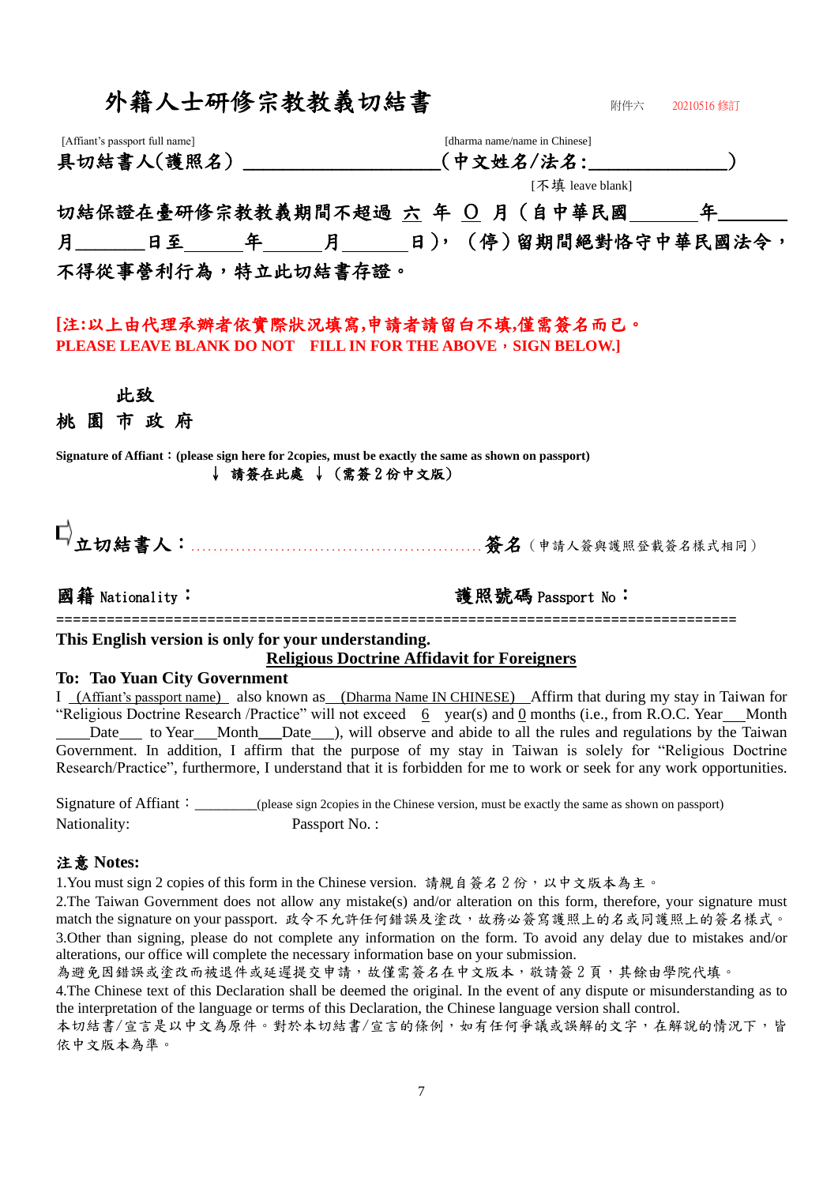# 外籍人士研修宗教教義切結書

附件六　20210516 修訂

[Affiant's passport full name]　　　　　　　　　　　　[dharma name/name in Chinese]

**具切結書人(護照名) ____________________(中文姓名/法名:______________)**

[不填 leave blank]

**切結保證在臺研修宗教教義期間不超過 六 年 0 月(自中華民國______年______月______日至______年______月______日)，(停)留期間絕對恪守中華民國法令，不得從事營利行為，特立此切結書存證。**

**[注:以上由代理承辦者依實際狀況填寫,申請者請留白不填,僅需簽名而已。**
**PLEASE LEAVE BLANK DO NOT　FILL IN FOR THE ABOVE，SIGN BELOW.]**

**此致**

**桃 園 市 政 府**

**Signature of Affiant：(please sign here for 2copies, must be exactly the same as shown on passport)**
**↓ 請簽在此處 ↓ (需簽 2 份中文版)**

**立切結書人：**..................................................**簽名**(申請人簽與護照登載簽名樣式相同)

**國籍** Nationality：　　　　　　　　　　　　**護照號碼** Passport No：

================================================================================

**This English version is only for your understanding.**

## Religious Doctrine Affidavit for Foreigners

**To: Tao Yuan City Government**

I (Affiant's passport name) also known as (Dharma Name IN CHINESE) Affirm that during my stay in Taiwan for "Religious Doctrine Research /Practice" will not exceed 6 year(s) and 0 months (i.e., from R.O.C. Year___Month ____Date___ to Year___Month___Date___), will observe and abide to all the rules and regulations by the Taiwan Government. In addition, I affirm that the purpose of my stay in Taiwan is solely for "Religious Doctrine Research/Practice", furthermore, I understand that it is forbidden for me to work or seek for any work opportunities.

Signature of Affiant：________(please sign 2copies in the Chinese version, must be exactly the same as shown on passport)
Nationality:　　　　　　　　Passport No. :

**注意 Notes:**

1.You must sign 2 copies of this form in the Chinese version. 請親自簽名 2 份，以中文版本為主。
2.The Taiwan Government does not allow any mistake(s) and/or alteration on this form, therefore, your signature must match the signature on your passport. 政令不允許任何錯誤及塗改，故務必簽寫護照上的名或同護照上的簽名樣式。
3.Other than signing, please do not complete any information on the form. To avoid any delay due to mistakes and/or alterations, our office will complete the necessary information base on your submission.
為避免因錯誤或塗改而被退件或延遲提交申請，故僅需簽名在中文版本，敬請簽 2 頁，其餘由學院代填。
4.The Chinese text of this Declaration shall be deemed the original. In the event of any dispute or misunderstanding as to the interpretation of the language or terms of this Declaration, the Chinese language version shall control.
本切結書/宣言是以中文為原件。對於本切結書/宣言的條例，如有任何爭議或誤解的文字，在解說的情況下，皆依中文版本為準。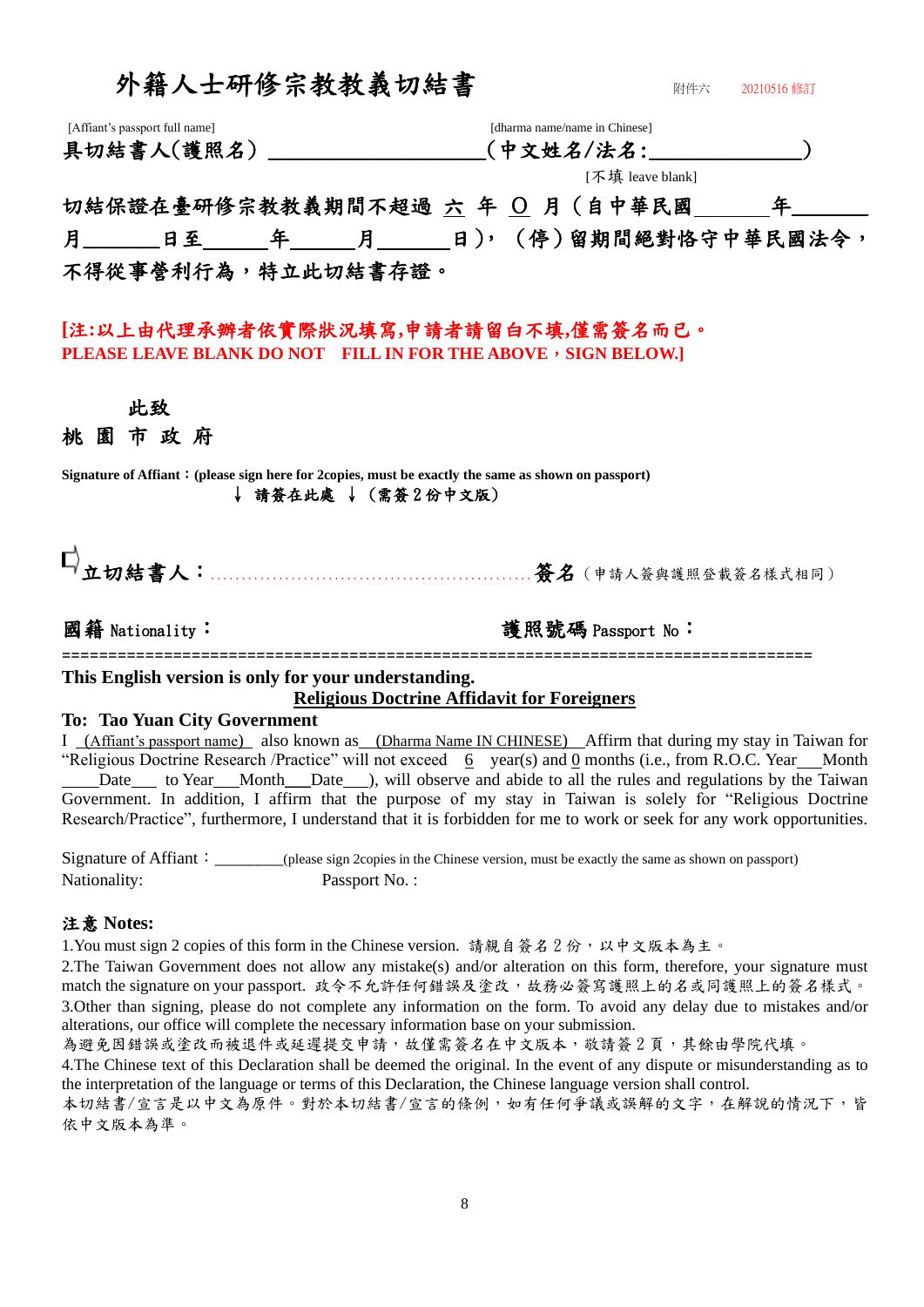# 外籍人士研修宗教教義切結書

附件六　20210516 修訂

[Affiant's passport full name]　　　　　　　　　　[dharma name/name in Chinese]

**具切結書人(護照名)____________________(中文姓名/法名:______________)**

[不填 leave blank]

**切結保證在臺研修宗教教義期間不超過 六 年 0 月（自中華民國_______年_______月_______日至______年______月______日），（停）留期間絕對恪守中華民國法令，不得從事營利行為，特立此切結書存證。**

**[注:以上由代理承辦者依實際狀況填寫,申請者請留白不填,僅需簽名而已。PLEASE LEAVE BLANK DO NOT FILL IN FOR THE ABOVE，SIGN BELOW.]**

**此致**

**桃 園 市 政 府**

**Signature of Affiant：(please sign here for 2copies, must be exactly the same as shown on passport)**

**↓ 請簽在此處 ↓（需簽 2 份中文版）**

**立切結書人：**...................................................**簽名**（申請人簽與護照登載簽名樣式相同）

**國籍 Nationality：**　　　　　　　　　　**護照號碼 Passport No：**

================================================================================

**This English version is only for your understanding.**

## Religious Doctrine Affidavit for Foreigners

**To: Tao Yuan City Government**

I (Affiant's passport name) also known as (Dharma Name IN CHINESE) Affirm that during my stay in Taiwan for "Religious Doctrine Research /Practice" will not exceed 6 year(s) and 0 months (i.e., from R.O.C. Year___Month ____Date___ to Year___Month___Date___), will observe and abide to all the rules and regulations by the Taiwan Government. In addition, I affirm that the purpose of my stay in Taiwan is solely for "Religious Doctrine Research/Practice", furthermore, I understand that it is forbidden for me to work or seek for any work opportunities.

Signature of Affiant：________(please sign 2copies in the Chinese version, must be exactly the same as shown on passport)

Nationality:　　　　　　　　Passport No. :

**注意 Notes:**

1.You must sign 2 copies of this form in the Chinese version. 請親自簽名 2 份，以中文版本為主。

2.The Taiwan Government does not allow any mistake(s) and/or alteration on this form, therefore, your signature must match the signature on your passport. 政令不允許任何錯誤及塗改，故務必簽寫護照上的名或同護照上的簽名樣式。

3.Other than signing, please do not complete any information on the form. To avoid any delay due to mistakes and/or alterations, our office will complete the necessary information base on your submission.

為避免因錯誤或塗改而被退件或延遲提交申請，故僅需簽名在中文版本，敬請簽 2 頁，其餘由學院代填。

4.The Chinese text of this Declaration shall be deemed the original. In the event of any dispute or misunderstanding as to the interpretation of the language or terms of this Declaration, the Chinese language version shall control.

本切結書/宣言是以中文為原件。對於本切結書/宣言的條例，如有任何爭議或誤解的文字，在解說的情況下，皆依中文版本為準。